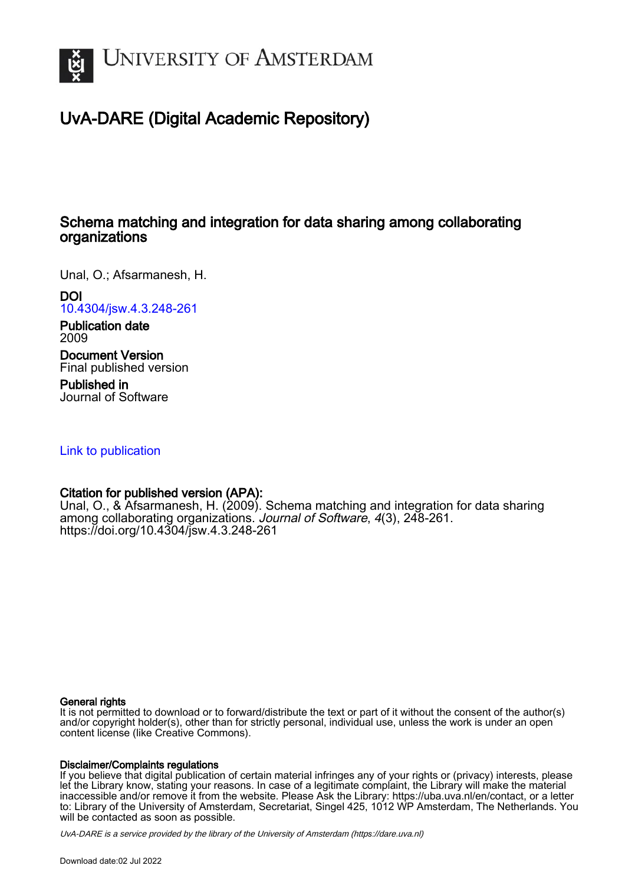# UvA-DARE (Digital Academic Repository)

## Schema matching and integration for data sharing among collaborating organizations

Unal, O.; Afsarmanesh, H.

**DOI**
10.4304/jsw.4.3.248-261

**Publication date**
2009

**Document Version**
Final published version

**Published in**
Journal of Software

Link to publication

**Citation for published version (APA):**
Unal, O., & Afsarmanesh, H. (2009). Schema matching and integration for data sharing among collaborating organizations. *Journal of Software*, *4*(3), 248-261. https://doi.org/10.4304/jsw.4.3.248-261

**General rights**
It is not permitted to download or to forward/distribute the text or part of it without the consent of the author(s) and/or copyright holder(s), other than for strictly personal, individual use, unless the work is under an open content license (like Creative Commons).

**Disclaimer/Complaints regulations**
If you believe that digital publication of certain material infringes any of your rights or (privacy) interests, please let the Library know, stating your reasons. In case of a legitimate complaint, the Library will make the material inaccessible and/or remove it from the website. Please Ask the Library: https://uba.uva.nl/en/contact, or a letter to: Library of the University of Amsterdam, Secretariat, Singel 425, 1012 WP Amsterdam, The Netherlands. You will be contacted as soon as possible.

*UvA-DARE is a service provided by the library of the University of Amsterdam (https://dare.uva.nl)*

Download date:02 Jul 2022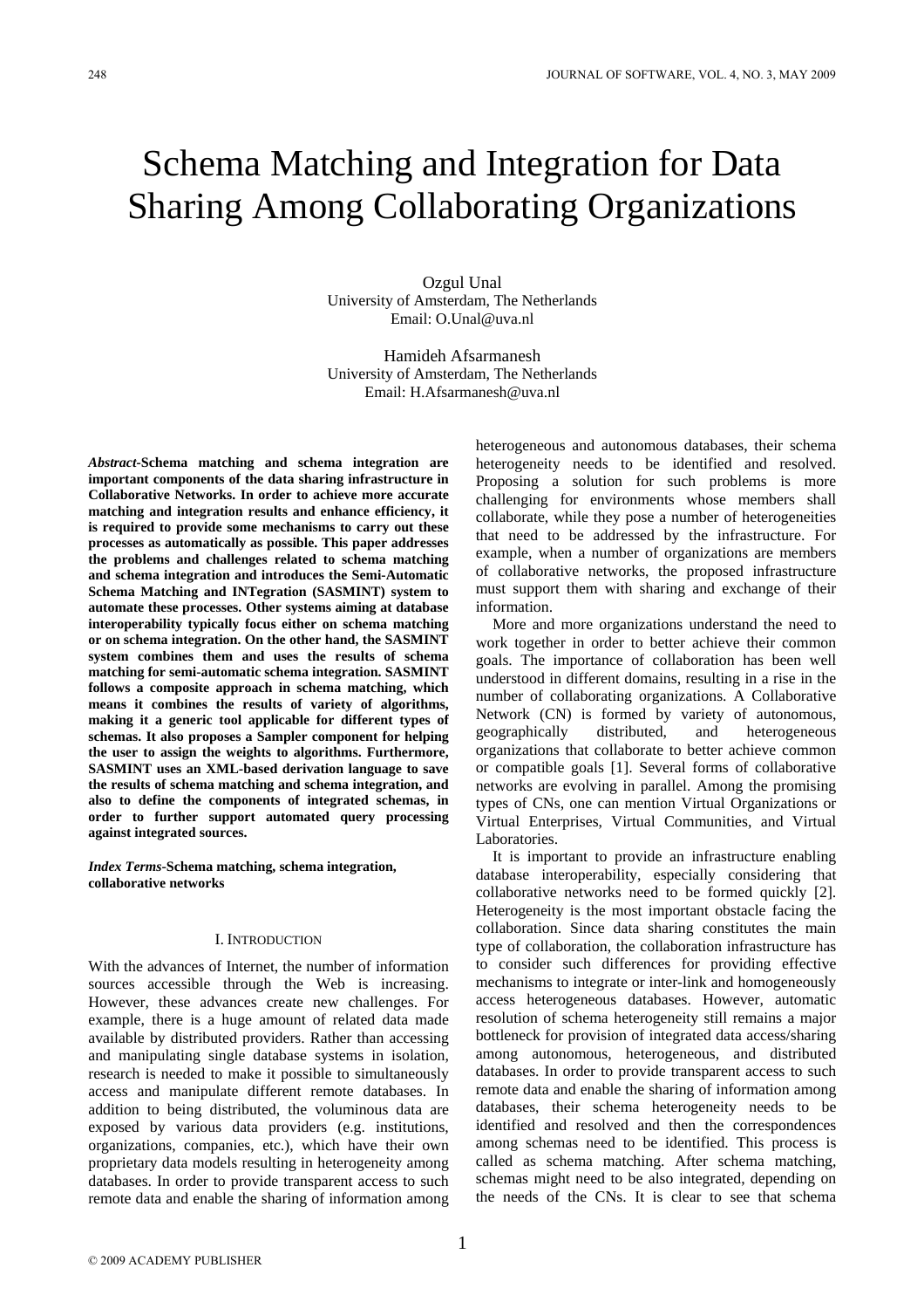# Schema Matching and Integration for Data Sharing Among Collaborating Organizations

Ozgul Unal
University of Amsterdam, The Netherlands
Email: O.Unal@uva.nl

Hamideh Afsarmanesh
University of Amsterdam, The Netherlands
Email: H.Afsarmanesh@uva.nl

***Abstract*-Schema matching and schema integration are important components of the data sharing infrastructure in Collaborative Networks. In order to achieve more accurate matching and integration results and enhance efficiency, it is required to provide some mechanisms to carry out these processes as automatically as possible. This paper addresses the problems and challenges related to schema matching and schema integration and introduces the Semi-Automatic Schema Matching and INTegration (SASMINT) system to automate these processes. Other systems aiming at database interoperability typically focus either on schema matching or on schema integration. On the other hand, the SASMINT system combines them and uses the results of schema matching for semi-automatic schema integration. SASMINT follows a composite approach in schema matching, which means it combines the results of variety of algorithms, making it a generic tool applicable for different types of schemas. It also proposes a Sampler component for helping the user to assign the weights to algorithms. Furthermore, SASMINT uses an XML-based derivation language to save the results of schema matching and schema integration, and also to define the components of integrated schemas, in order to further support automated query processing against integrated sources.**

***Index Terms*-Schema matching, schema integration, collaborative networks**

## I. INTRODUCTION

With the advances of Internet, the number of information sources accessible through the Web is increasing. However, these advances create new challenges. For example, there is a huge amount of related data made available by distributed providers. Rather than accessing and manipulating single database systems in isolation, research is needed to make it possible to simultaneously access and manipulate different remote databases. In addition to being distributed, the voluminous data are exposed by various data providers (e.g. institutions, organizations, companies, etc.), which have their own proprietary data models resulting in heterogeneity among databases. In order to provide transparent access to such remote data and enable the sharing of information among heterogeneous and autonomous databases, their schema heterogeneity needs to be identified and resolved. Proposing a solution for such problems is more challenging for environments whose members shall collaborate, while they pose a number of heterogeneities that need to be addressed by the infrastructure. For example, when a number of organizations are members of collaborative networks, the proposed infrastructure must support them with sharing and exchange of their information.

More and more organizations understand the need to work together in order to better achieve their common goals. The importance of collaboration has been well understood in different domains, resulting in a rise in the number of collaborating organizations. A Collaborative Network (CN) is formed by variety of autonomous, geographically distributed, and heterogeneous organizations that collaborate to better achieve common or compatible goals [1]. Several forms of collaborative networks are evolving in parallel. Among the promising types of CNs, one can mention Virtual Organizations or Virtual Enterprises, Virtual Communities, and Virtual Laboratories.

It is important to provide an infrastructure enabling database interoperability, especially considering that collaborative networks need to be formed quickly [2]. Heterogeneity is the most important obstacle facing the collaboration. Since data sharing constitutes the main type of collaboration, the collaboration infrastructure has to consider such differences for providing effective mechanisms to integrate or inter-link and homogeneously access heterogeneous databases. However, automatic resolution of schema heterogeneity still remains a major bottleneck for provision of integrated data access/sharing among autonomous, heterogeneous, and distributed databases. In order to provide transparent access to such remote data and enable the sharing of information among databases, their schema heterogeneity needs to be identified and resolved and then the correspondences among schemas need to be identified. This process is called as schema matching. After schema matching, schemas might need to be also integrated, depending on the needs of the CNs. It is clear to see that schema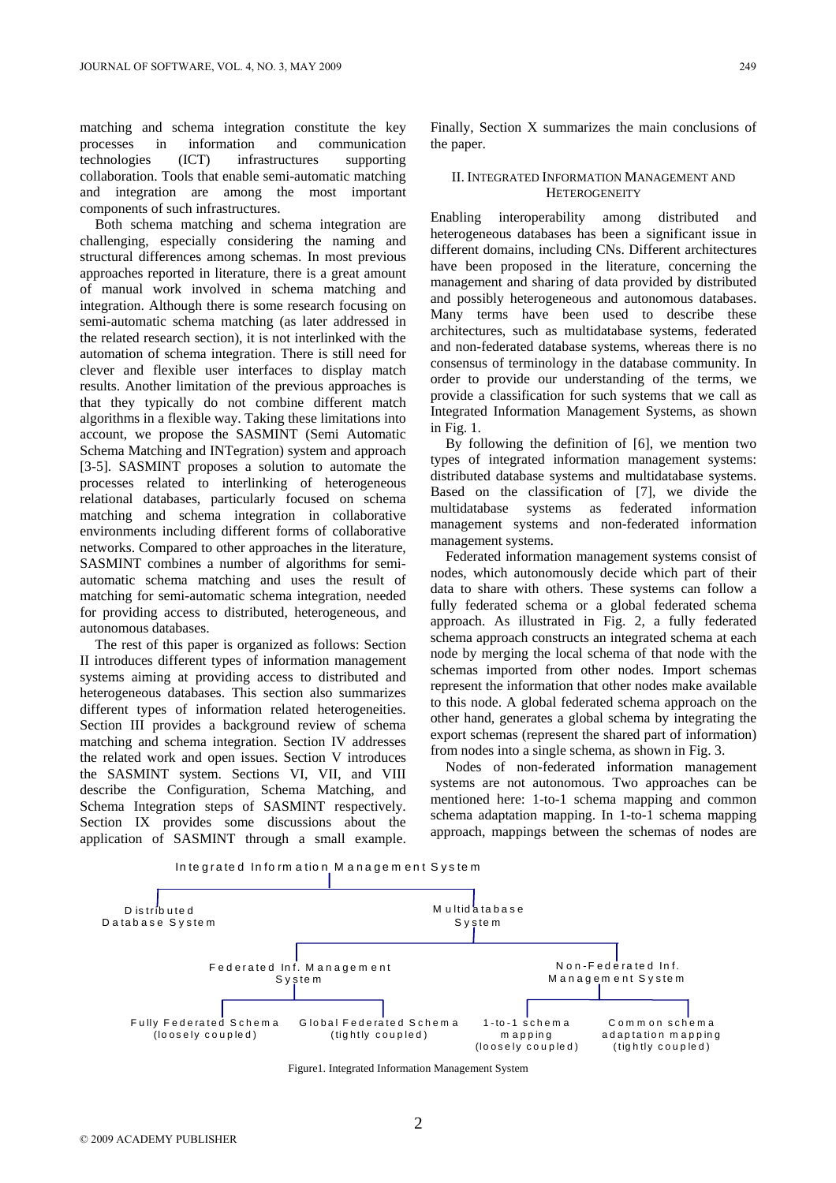matching and schema integration constitute the key processes in information and communication technologies (ICT) infrastructures supporting collaboration. Tools that enable semi-automatic matching and integration are among the most important components of such infrastructures.

Both schema matching and schema integration are challenging, especially considering the naming and structural differences among schemas. In most previous approaches reported in literature, there is a great amount of manual work involved in schema matching and integration. Although there is some research focusing on semi-automatic schema matching (as later addressed in the related research section), it is not interlinked with the automation of schema integration. There is still need for clever and flexible user interfaces to display match results. Another limitation of the previous approaches is that they typically do not combine different match algorithms in a flexible way. Taking these limitations into account, we propose the SASMINT (Semi Automatic Schema Matching and INTegration) system and approach [3-5]. SASMINT proposes a solution to automate the processes related to interlinking of heterogeneous relational databases, particularly focused on schema matching and schema integration in collaborative environments including different forms of collaborative networks. Compared to other approaches in the literature, SASMINT combines a number of algorithms for semi-automatic schema matching and uses the result of matching for semi-automatic schema integration, needed for providing access to distributed, heterogeneous, and autonomous databases.

The rest of this paper is organized as follows: Section II introduces different types of information management systems aiming at providing access to distributed and heterogeneous databases. This section also summarizes different types of information related heterogeneities. Section III provides a background review of schema matching and schema integration. Section IV addresses the related work and open issues. Section V introduces the SASMINT system. Sections VI, VII, and VIII describe the Configuration, Schema Matching, and Schema Integration steps of SASMINT respectively. Section IX provides some discussions about the application of SASMINT through a small example. Finally, Section X summarizes the main conclusions of the paper.

## II. Integrated Information Management and Heterogeneity

Enabling interoperability among distributed and heterogeneous databases has been a significant issue in different domains, including CNs. Different architectures have been proposed in the literature, concerning the management and sharing of data provided by distributed and possibly heterogeneous and autonomous databases. Many terms have been used to describe these architectures, such as multidatabase systems, federated and non-federated database systems, whereas there is no consensus of terminology in the database community. In order to provide our understanding of the terms, we provide a classification for such systems that we call as Integrated Information Management Systems, as shown in Fig. 1.

By following the definition of [6], we mention two types of integrated information management systems: distributed database systems and multidatabase systems. Based on the classification of [7], we divide the multidatabase systems as federated information management systems and non-federated information management systems.

Federated information management systems consist of nodes, which autonomously decide which part of their data to share with others. These systems can follow a fully federated schema or a global federated schema approach. As illustrated in Fig. 2, a fully federated schema approach constructs an integrated schema at each node by merging the local schema of that node with the schemas imported from other nodes. Import schemas represent the information that other nodes make available to this node. A global federated schema approach on the other hand, generates a global schema by integrating the export schemas (represent the shared part of information) from nodes into a single schema, as shown in Fig. 3.

Nodes of non-federated information management systems are not autonomous. Two approaches can be mentioned here: 1-to-1 schema mapping and common schema adaptation mapping. In 1-to-1 schema mapping approach, mappings between the schemas of nodes are

Integrated Information Management System
- Distributed Database System
- Multidatabase System
  - Federated Inf. Management System
    - Fully Federated Schema (loosely coupled)
    - Global Federated Schema (tightly coupled)
  - Non-Federated Inf. Management System
    - 1-to-1 schema mapping (loosely coupled)
    - Common schema adaptation mapping (tightly coupled)

Figure1. Integrated Information Management System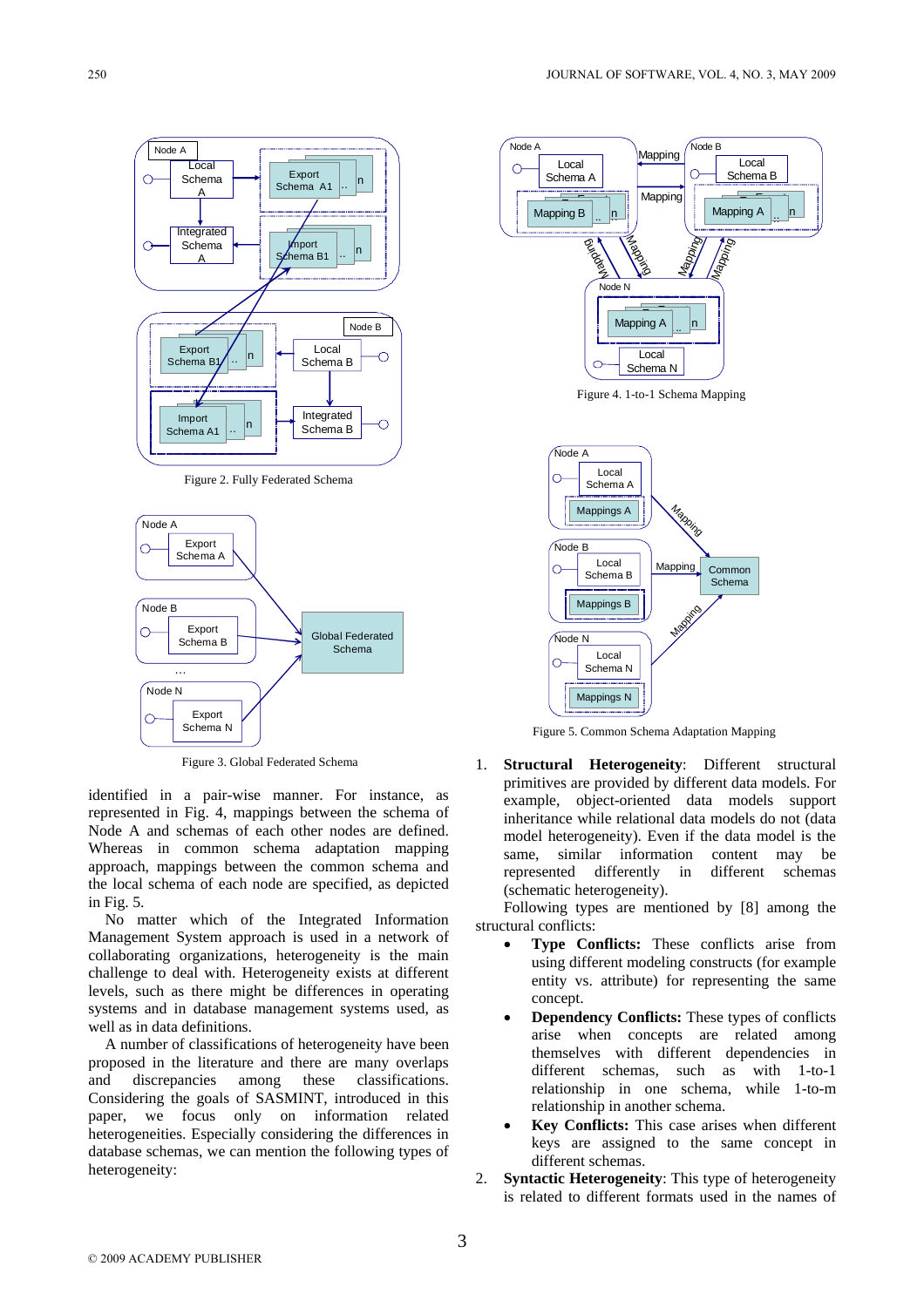Figure 2. Fully Federated Schema

Figure 3. Global Federated Schema

identified in a pair-wise manner. For instance, as represented in Fig. 4, mappings between the schema of Node A and schemas of each other nodes are defined. Whereas in common schema adaptation mapping approach, mappings between the common schema and the local schema of each node are specified, as depicted in Fig. 5.

No matter which of the Integrated Information Management System approach is used in a network of collaborating organizations, heterogeneity is the main challenge to deal with. Heterogeneity exists at different levels, such as there might be differences in operating systems and in database management systems used, as well as in data definitions.

A number of classifications of heterogeneity have been proposed in the literature and there are many overlaps and discrepancies among these classifications. Considering the goals of SASMINT, introduced in this paper, we focus only on information related heterogeneities. Especially considering the differences in database schemas, we can mention the following types of heterogeneity:

Figure 4. 1-to-1 Schema Mapping

Figure 5. Common Schema Adaptation Mapping

1. **Structural Heterogeneity**: Different structural primitives are provided by different data models. For example, object-oriented data models support inheritance while relational data models do not (data model heterogeneity). Even if the data model is the same, similar information content may be represented differently in different schemas (schematic heterogeneity).

   Following types are mentioned by [8] among the structural conflicts:

   - **Type Conflicts:** These conflicts arise from using different modeling constructs (for example entity vs. attribute) for representing the same concept.
   - **Dependency Conflicts:** These types of conflicts arise when concepts are related among themselves with different dependencies in different schemas, such as with 1-to-1 relationship in one schema, while 1-to-m relationship in another schema.
   - **Key Conflicts:** This case arises when different keys are assigned to the same concept in different schemas.

2. **Syntactic Heterogeneity**: This type of heterogeneity is related to different formats used in the names of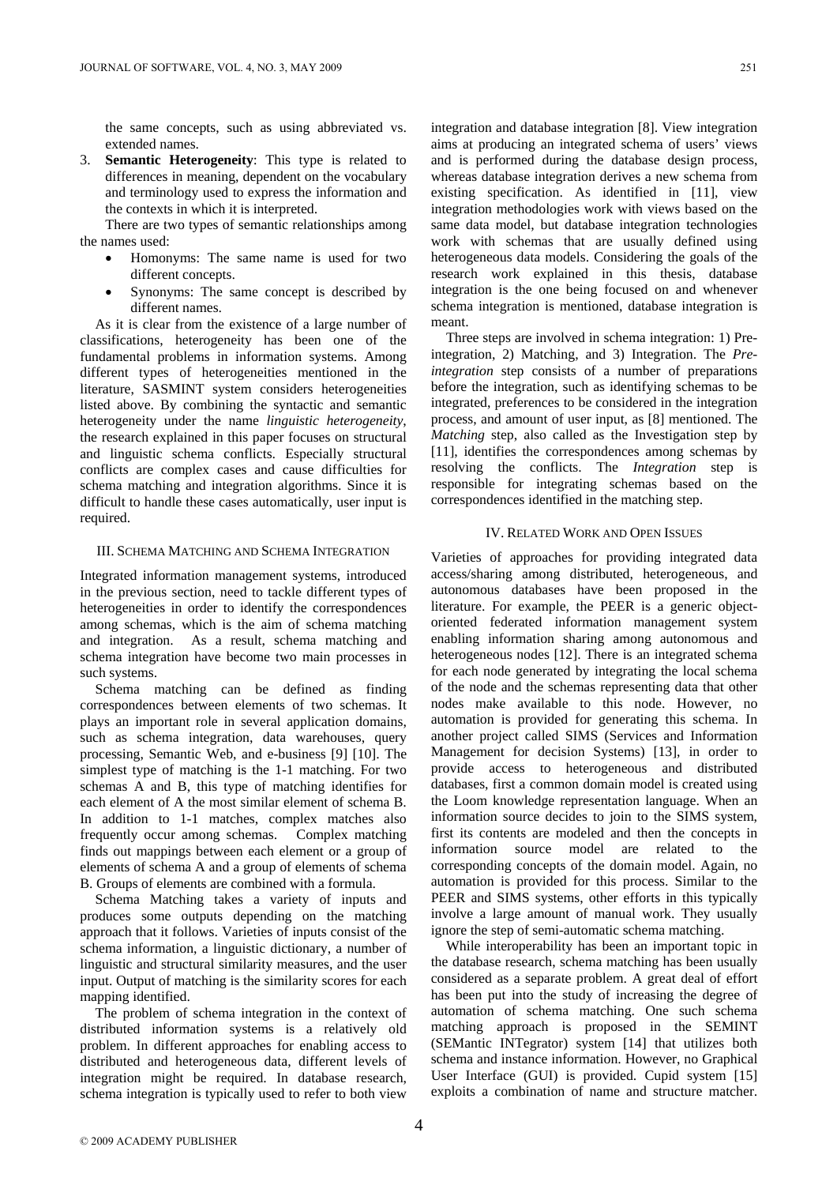the same concepts, such as using abbreviated vs. extended names.

3. **Semantic Heterogeneity**: This type is related to differences in meaning, dependent on the vocabulary and terminology used to express the information and the contexts in which it is interpreted.

   There are two types of semantic relationships among the names used:

   - Homonyms: The same name is used for two different concepts.
   - Synonyms: The same concept is described by different names.

As it is clear from the existence of a large number of classifications, heterogeneity has been one of the fundamental problems in information systems. Among different types of heterogeneities mentioned in the literature, SASMINT system considers heterogeneities listed above. By combining the syntactic and semantic heterogeneity under the name *linguistic heterogeneity*, the research explained in this paper focuses on structural and linguistic schema conflicts. Especially structural conflicts are complex cases and cause difficulties for schema matching and integration algorithms. Since it is difficult to handle these cases automatically, user input is required.

## III. Schema Matching and Schema Integration

Integrated information management systems, introduced in the previous section, need to tackle different types of heterogeneities in order to identify the correspondences among schemas, which is the aim of schema matching and integration. As a result, schema matching and schema integration have become two main processes in such systems.

Schema matching can be defined as finding correspondences between elements of two schemas. It plays an important role in several application domains, such as schema integration, data warehouses, query processing, Semantic Web, and e-business [9] [10]. The simplest type of matching is the 1-1 matching. For two schemas A and B, this type of matching identifies for each element of A the most similar element of schema B. In addition to 1-1 matches, complex matches also frequently occur among schemas. Complex matching finds out mappings between each element or a group of elements of schema A and a group of elements of schema B. Groups of elements are combined with a formula.

Schema Matching takes a variety of inputs and produces some outputs depending on the matching approach that it follows. Varieties of inputs consist of the schema information, a linguistic dictionary, a number of linguistic and structural similarity measures, and the user input. Output of matching is the similarity scores for each mapping identified.

The problem of schema integration in the context of distributed information systems is a relatively old problem. In different approaches for enabling access to distributed and heterogeneous data, different levels of integration might be required. In database research, schema integration is typically used to refer to both view integration and database integration [8]. View integration aims at producing an integrated schema of users' views and is performed during the database design process, whereas database integration derives a new schema from existing specification. As identified in [11], view integration methodologies work with views based on the same data model, but database integration technologies work with schemas that are usually defined using heterogeneous data models. Considering the goals of the research work explained in this thesis, database integration is the one being focused on and whenever schema integration is mentioned, database integration is meant.

Three steps are involved in schema integration: 1) Pre-integration, 2) Matching, and 3) Integration. The *Pre-integration* step consists of a number of preparations before the integration, such as identifying schemas to be integrated, preferences to be considered in the integration process, and amount of user input, as [8] mentioned. The *Matching* step, also called as the Investigation step by [11], identifies the correspondences among schemas by resolving the conflicts. The *Integration* step is responsible for integrating schemas based on the correspondences identified in the matching step.

## IV. Related Work and Open Issues

Varieties of approaches for providing integrated data access/sharing among distributed, heterogeneous, and autonomous databases have been proposed in the literature. For example, the PEER is a generic object-oriented federated information management system enabling information sharing among autonomous and heterogeneous nodes [12]. There is an integrated schema for each node generated by integrating the local schema of the node and the schemas representing data that other nodes make available to this node. However, no automation is provided for generating this schema. In another project called SIMS (Services and Information Management for decision Systems) [13], in order to provide access to heterogeneous and distributed databases, first a common domain model is created using the Loom knowledge representation language. When an information source decides to join to the SIMS system, first its contents are modeled and then the concepts in information source model are related to the corresponding concepts of the domain model. Again, no automation is provided for this process. Similar to the PEER and SIMS systems, other efforts in this typically involve a large amount of manual work. They usually ignore the step of semi-automatic schema matching.

While interoperability has been an important topic in the database research, schema matching has been usually considered as a separate problem. A great deal of effort has been put into the study of increasing the degree of automation of schema matching. One such schema matching approach is proposed in the SEMINT (SEMantic INTegrator) system [14] that utilizes both schema and instance information. However, no Graphical User Interface (GUI) is provided. Cupid system [15] exploits a combination of name and structure matcher.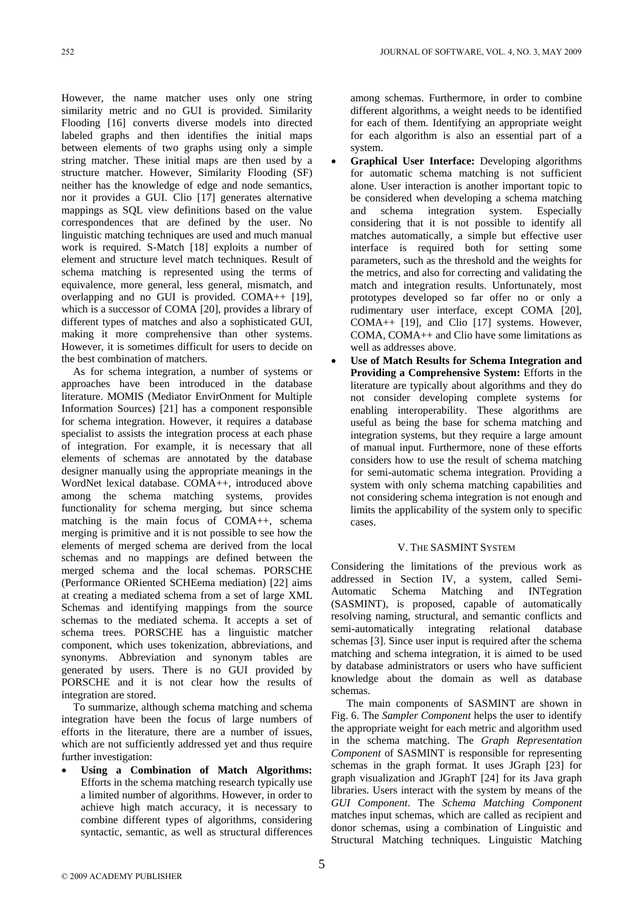However, the name matcher uses only one string similarity metric and no GUI is provided. Similarity Flooding [16] converts diverse models into directed labeled graphs and then identifies the initial maps between elements of two graphs using only a simple string matcher. These initial maps are then used by a structure matcher. However, Similarity Flooding (SF) neither has the knowledge of edge and node semantics, nor it provides a GUI. Clio [17] generates alternative mappings as SQL view definitions based on the value correspondences that are defined by the user. No linguistic matching techniques are used and much manual work is required. S-Match [18] exploits a number of element and structure level match techniques. Result of schema matching is represented using the terms of equivalence, more general, less general, mismatch, and overlapping and no GUI is provided. COMA++ [19], which is a successor of COMA [20], provides a library of different types of matches and also a sophisticated GUI, making it more comprehensive than other systems. However, it is sometimes difficult for users to decide on the best combination of matchers.

As for schema integration, a number of systems or approaches have been introduced in the database literature. MOMIS (Mediator EnvirOnment for Multiple Information Sources) [21] has a component responsible for schema integration. However, it requires a database specialist to assists the integration process at each phase of integration. For example, it is necessary that all elements of schemas are annotated by the database designer manually using the appropriate meanings in the WordNet lexical database. COMA++, introduced above among the schema matching systems, provides functionality for schema merging, but since schema matching is the main focus of COMA++, schema merging is primitive and it is not possible to see how the elements of merged schema are derived from the local schemas and no mappings are defined between the merged schema and the local schemas. PORSCHE (Performance ORiented SCHEema mediation) [22] aims at creating a mediated schema from a set of large XML Schemas and identifying mappings from the source schemas to the mediated schema. It accepts a set of schema trees. PORSCHE has a linguistic matcher component, which uses tokenization, abbreviations, and synonyms. Abbreviation and synonym tables are generated by users. There is no GUI provided by PORSCHE and it is not clear how the results of integration are stored.

To summarize, although schema matching and schema integration have been the focus of large numbers of efforts in the literature, there are a number of issues, which are not sufficiently addressed yet and thus require further investigation:

- **Using a Combination of Match Algorithms:** Efforts in the schema matching research typically use a limited number of algorithms. However, in order to achieve high match accuracy, it is necessary to combine different types of algorithms, considering syntactic, semantic, as well as structural differences among schemas. Furthermore, in order to combine different algorithms, a weight needs to be identified for each of them. Identifying an appropriate weight for each algorithm is also an essential part of a system.
- **Graphical User Interface:** Developing algorithms for automatic schema matching is not sufficient alone. User interaction is another important topic to be considered when developing a schema matching and schema integration system. Especially considering that it is not possible to identify all matches automatically, a simple but effective user interface is required both for setting some parameters, such as the threshold and the weights for the metrics, and also for correcting and validating the match and integration results. Unfortunately, most prototypes developed so far offer no or only a rudimentary user interface, except COMA [20], COMA++ [19], and Clio [17] systems. However, COMA, COMA++ and Clio have some limitations as well as addresses above.
- **Use of Match Results for Schema Integration and Providing a Comprehensive System:** Efforts in the literature are typically about algorithms and they do not consider developing complete systems for enabling interoperability. These algorithms are useful as being the base for schema matching and integration systems, but they require a large amount of manual input. Furthermore, none of these efforts considers how to use the result of schema matching for semi-automatic schema integration. Providing a system with only schema matching capabilities and not considering schema integration is not enough and limits the applicability of the system only to specific cases.

## V. The SASMINT System

Considering the limitations of the previous work as addressed in Section IV, a system, called Semi-Automatic Schema Matching and INTegration (SASMINT), is proposed, capable of automatically resolving naming, structural, and semantic conflicts and semi-automatically integrating relational database schemas [3]. Since user input is required after the schema matching and schema integration, it is aimed to be used by database administrators or users who have sufficient knowledge about the domain as well as database schemas.

The main components of SASMINT are shown in Fig. 6. The *Sampler Component* helps the user to identify the appropriate weight for each metric and algorithm used in the schema matching. The *Graph Representation Component* of SASMINT is responsible for representing schemas in the graph format. It uses JGraph [23] for graph visualization and JGraphT [24] for its Java graph libraries. Users interact with the system by means of the *GUI Component*. The *Schema Matching Component* matches input schemas, which are called as recipient and donor schemas, using a combination of Linguistic and Structural Matching techniques. Linguistic Matching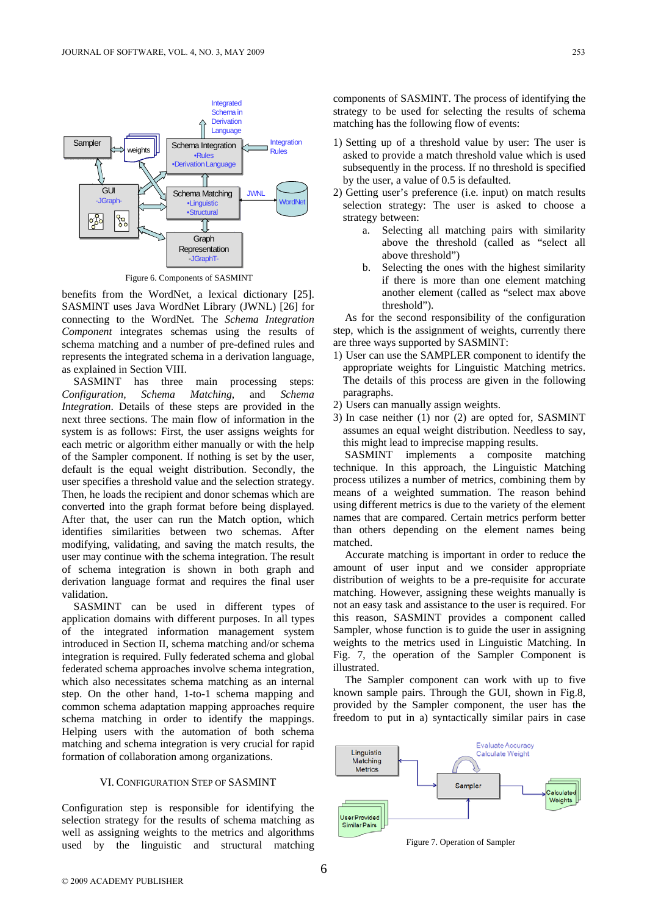Figure 6. Components of SASMINT

benefits from the WordNet, a lexical dictionary [25]. SASMINT uses Java WordNet Library (JWNL) [26] for connecting to the WordNet. The *Schema Integration Component* integrates schemas using the results of schema matching and a number of pre-defined rules and represents the integrated schema in a derivation language, as explained in Section VIII.

SASMINT has three main processing steps: *Configuration*, *Schema Matching*, and *Schema Integration*. Details of these steps are provided in the next three sections. The main flow of information in the system is as follows: First, the user assigns weights for each metric or algorithm either manually or with the help of the Sampler component. If nothing is set by the user, default is the equal weight distribution. Secondly, the user specifies a threshold value and the selection strategy. Then, he loads the recipient and donor schemas which are converted into the graph format before being displayed. After that, the user can run the Match option, which identifies similarities between two schemas. After modifying, validating, and saving the match results, the user may continue with the schema integration. The result of schema integration is shown in both graph and derivation language format and requires the final user validation.

SASMINT can be used in different types of application domains with different purposes. In all types of the integrated information management system introduced in Section II, schema matching and/or schema integration is required. Fully federated schema and global federated schema approaches involve schema integration, which also necessitates schema matching as an internal step. On the other hand, 1-to-1 schema mapping and common schema adaptation mapping approaches require schema matching in order to identify the mappings. Helping users with the automation of both schema matching and schema integration is very crucial for rapid formation of collaboration among organizations.

## VI. Configuration Step of SASMINT

Configuration step is responsible for identifying the selection strategy for the results of schema matching as well as assigning weights to the metrics and algorithms used by the linguistic and structural matching components of SASMINT. The process of identifying the strategy to be used for selecting the results of schema matching has the following flow of events:

1) Setting up of a threshold value by user: The user is asked to provide a match threshold value which is used subsequently in the process. If no threshold is specified by the user, a value of 0.5 is defaulted.
2) Getting user's preference (i.e. input) on match results selection strategy: The user is asked to choose a strategy between:
    a. Selecting all matching pairs with similarity above the threshold (called as "select all above threshold")
    b. Selecting the ones with the highest similarity if there is more than one element matching another element (called as "select max above threshold").

As for the second responsibility of the configuration step, which is the assignment of weights, currently there are three ways supported by SASMINT:

1) User can use the SAMPLER component to identify the appropriate weights for Linguistic Matching metrics. The details of this process are given in the following paragraphs.
2) Users can manually assign weights.
3) In case neither (1) nor (2) are opted for, SASMINT assumes an equal weight distribution. Needless to say, this might lead to imprecise mapping results.

SASMINT implements a composite matching technique. In this approach, the Linguistic Matching process utilizes a number of metrics, combining them by means of a weighted summation. The reason behind using different metrics is due to the variety of the element names that are compared. Certain metrics perform better than others depending on the element names being matched.

Accurate matching is important in order to reduce the amount of user input and we consider appropriate distribution of weights to be a pre-requisite for accurate matching. However, assigning these weights manually is not an easy task and assistance to the user is required. For this reason, SASMINT provides a component called Sampler, whose function is to guide the user in assigning weights to the metrics used in Linguistic Matching. In Fig. 7, the operation of the Sampler Component is illustrated.

The Sampler component can work with up to five known sample pairs. Through the GUI, shown in Fig.8, provided by the Sampler component, the user has the freedom to put in a) syntactically similar pairs in case

Figure 7. Operation of Sampler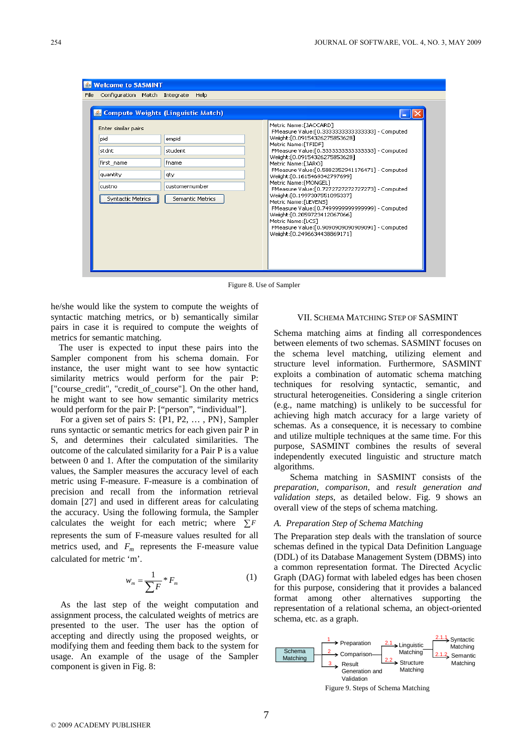Figure 8. Use of Sampler

he/she would like the system to compute the weights of syntactic matching metrics, or b) semantically similar pairs in case it is required to compute the weights of metrics for semantic matching.

The user is expected to input these pairs into the Sampler component from his schema domain. For instance, the user might want to see how syntactic similarity metrics would perform for the pair P: ["course_credit", "credit_of_course"]. On the other hand, he might want to see how semantic similarity metrics would perform for the pair P: ["person", "individual"].

For a given set of pairs S: {P1, P2, … , PN}, Sampler runs syntactic or semantic metrics for each given pair P in S, and determines their calculated similarities. The outcome of the calculated similarity for a Pair P is a value between 0 and 1. After the computation of the similarity values, the Sampler measures the accuracy level of each metric using F-measure. F-measure is a combination of precision and recall from the information retrieval domain [27] and used in different areas for calculating the accuracy. Using the following formula, the Sampler calculates the weight for each metric; where $\sum F$ represents the sum of F-measure values resulted for all metrics used, and $F_m$ represents the F-measure value calculated for metric 'm'.

$$w_m = \frac{1}{\sum F} * F_m \quad (1)$$

As the last step of the weight computation and assignment process, the calculated weights of metrics are presented to the user. The user has the option of accepting and directly using the proposed weights, or modifying them and feeding them back to the system for usage. An example of the usage of the Sampler component is given in Fig. 8:

## VII. Schema Matching Step of SASMINT

Schema matching aims at finding all correspondences between elements of two schemas. SASMINT focuses on the schema level matching, utilizing element and structure level information. Furthermore, SASMINT exploits a combination of automatic schema matching techniques for resolving syntactic, semantic, and structural heterogeneities. Considering a single criterion (e.g., name matching) is unlikely to be successful for achieving high match accuracy for a large variety of schemas. As a consequence, it is necessary to combine and utilize multiple techniques at the same time. For this purpose, SASMINT combines the results of several independently executed linguistic and structure match algorithms.

Schema matching in SASMINT consists of the *preparation*, *comparison*, and *result generation and validation steps*, as detailed below. Fig. 9 shows an overall view of the steps of schema matching.

### A. Preparation Step of Schema Matching

The Preparation step deals with the translation of source schemas defined in the typical Data Definition Language (DDL) of its Database Management System (DBMS) into a common representation format. The Directed Acyclic Graph (DAG) format with labeled edges has been chosen for this purpose, considering that it provides a balanced format among other alternatives supporting the representation of a relational schema, an object-oriented schema, etc. as a graph.

Figure 9. Steps of Schema Matching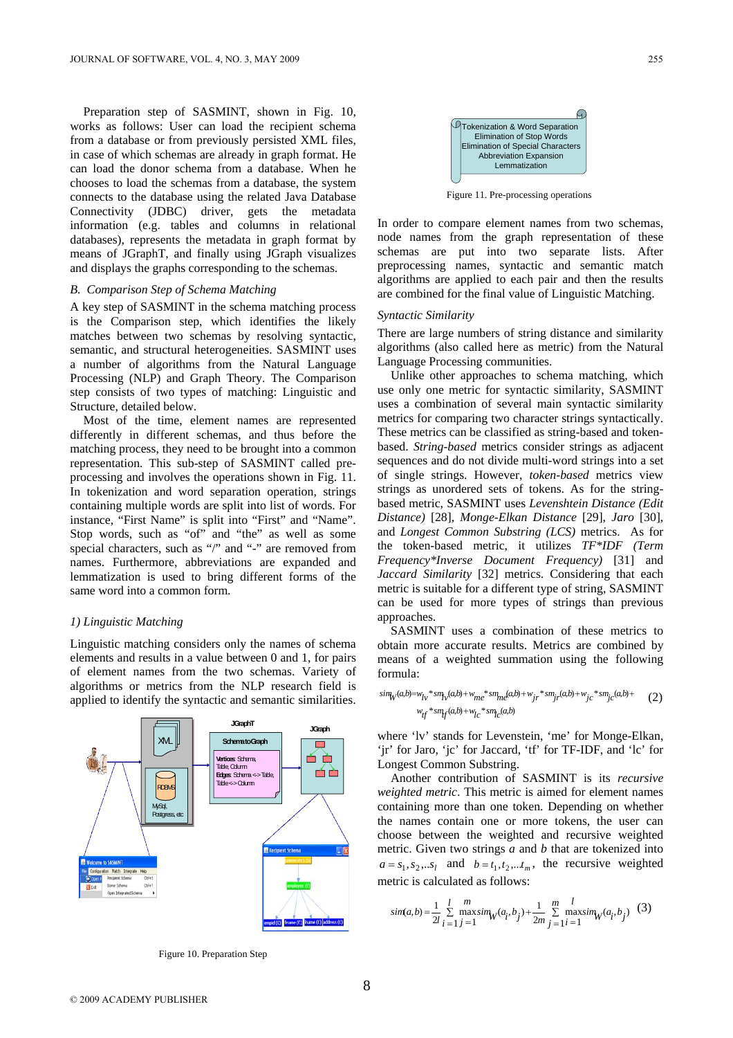Preparation step of SASMINT, shown in Fig. 10, works as follows: User can load the recipient schema from a database or from previously persisted XML files, in case of which schemas are already in graph format. He can load the donor schema from a database. When he chooses to load the schemas from a database, the system connects to the database using the related Java Database Connectivity (JDBC) driver, gets the metadata information (e.g. tables and columns in relational databases), represents the metadata in graph format by means of JGraphT, and finally using JGraph visualizes and displays the graphs corresponding to the schemas.

### *B. Comparison Step of Schema Matching*

A key step of SASMINT in the schema matching process is the Comparison step, which identifies the likely matches between two schemas by resolving syntactic, semantic, and structural heterogeneities. SASMINT uses a number of algorithms from the Natural Language Processing (NLP) and Graph Theory. The Comparison step consists of two types of matching: Linguistic and Structure, detailed below.

Most of the time, element names are represented differently in different schemas, and thus before the matching process, they need to be brought into a common representation. This sub-step of SASMINT called pre-processing and involves the operations shown in Fig. 11. In tokenization and word separation operation, strings containing multiple words are split into list of words. For instance, "First Name" is split into "First" and "Name". Stop words, such as "of" and "the" as well as some special characters, such as "/" and "-" are removed from names. Furthermore, abbreviations are expanded and lemmatization is used to bring different forms of the same word into a common form.

#### *1) Linguistic Matching*

Linguistic matching considers only the names of schema elements and results in a value between 0 and 1, for pairs of element names from the two schemas. Variety of algorithms or metrics from the NLP research field is applied to identify the syntactic and semantic similarities.

Figure 10. Preparation Step

Tokenization & Word Separation
Elimination of Stop Words
Elimination of Special Characters
Abbreviation Expansion
Lemmatization

Figure 11. Pre-processing operations

In order to compare element names from two schemas, node names from the graph representation of these schemas are put into two separate lists. After preprocessing names, syntactic and semantic match algorithms are applied to each pair and then the results are combined for the final value of Linguistic Matching.

*Syntactic Similarity*

There are large numbers of string distance and similarity algorithms (also called here as metric) from the Natural Language Processing communities.

Unlike other approaches to schema matching, which use only one metric for syntactic similarity, SASMINT uses a combination of several main syntactic similarity metrics for comparing two character strings syntactically. These metrics can be classified as string-based and token-based. *String-based* metrics consider strings as adjacent sequences and do not divide multi-word strings into a set of single strings. However, *token-based* metrics view strings as unordered sets of tokens. As for the string-based metric, SASMINT uses *Levenshtein Distance (Edit Distance)* [28], *Monge-Elkan Distance* [29], *Jaro* [30], and *Longest Common Substring (LCS)* metrics. As for the token-based metric, it utilizes *TF\*IDF (Term Frequency\*Inverse Document Frequency)* [31] and *Jaccard Similarity* [32] metrics. Considering that each metric is suitable for a different type of string, SASMINT can be used for more types of strings than previous approaches.

SASMINT uses a combination of these metrics to obtain more accurate results. Metrics are combined by means of a weighted summation using the following formula:

$$sim_W(a,b) = w_{lv} * sm_{lv}(a,b) + w_{me} * sm_{me}(a,b) + w_{jr} * sm_{jr}(a,b) + w_{jc} * sm_{jc}(a,b) + w_{tf} * sm_{tf}(a,b) + w_{lc} * sm_{lc}(a,b) \quad (2)$$

where 'lv' stands for Levenstein, 'me' for Monge-Elkan, 'jr' for Jaro, 'jc' for Jaccard, 'tf' for TF-IDF, and 'lc' for Longest Common Substring.

Another contribution of SASMINT is its *recursive weighted metric*. This metric is aimed for element names containing more than one token. Depending on whether the names contain one or more tokens, the user can choose between the weighted and recursive weighted metric. Given two strings *a* and *b* that are tokenized into $a = s_1, s_2, .. s_l$ and $b = t_1, t_2, .. t_m$, the recursive weighted metric is calculated as follows:

$$sim(a,b) = \frac{1}{2l} \sum_{i=1}^{l} \max_{j=1}^{m} sim_W(a_i, b_j) + \frac{1}{2m} \sum_{j=1}^{m} \max_{i=1}^{l} sim_W(a_i, b_j) \quad (3)$$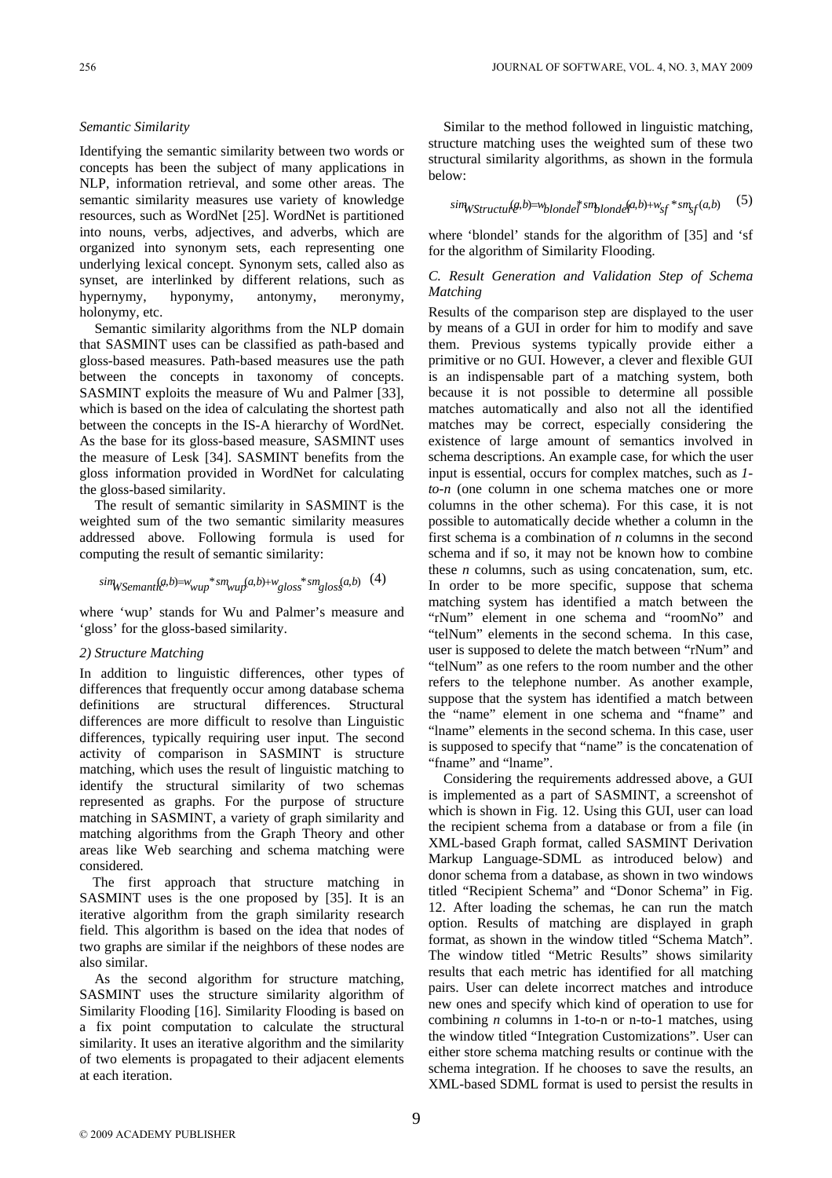*Semantic Similarity*

Identifying the semantic similarity between two words or concepts has been the subject of many applications in NLP, information retrieval, and some other areas. The semantic similarity measures use variety of knowledge resources, such as WordNet [25]. WordNet is partitioned into nouns, verbs, adjectives, and adverbs, which are organized into synonym sets, each representing one underlying lexical concept. Synonym sets, called also as synset, are interlinked by different relations, such as hypernymy, hyponymy, antonymy, meronymy, holonymy, etc.

Semantic similarity algorithms from the NLP domain that SASMINT uses can be classified as path-based and gloss-based measures. Path-based measures use the path between the concepts in taxonomy of concepts. SASMINT exploits the measure of Wu and Palmer [33], which is based on the idea of calculating the shortest path between the concepts in the IS-A hierarchy of WordNet. As the base for its gloss-based measure, SASMINT uses the measure of Lesk [34]. SASMINT benefits from the gloss information provided in WordNet for calculating the gloss-based similarity.

The result of semantic similarity in SASMINT is the weighted sum of the two semantic similarity measures addressed above. Following formula is used for computing the result of semantic similarity:

$$sim_{WSemantic}(a,b) = w_{wup} * sm_{wup}(a,b) + w_{gloss} * sm_{gloss}(a,b) \quad (4)$$

where 'wup' stands for Wu and Palmer's measure and 'gloss' for the gloss-based similarity.

*2) Structure Matching*

In addition to linguistic differences, other types of differences that frequently occur among database schema definitions are structural differences. Structural differences are more difficult to resolve than Linguistic differences, typically requiring user input. The second activity of comparison in SASMINT is structure matching, which uses the result of linguistic matching to identify the structural similarity of two schemas represented as graphs. For the purpose of structure matching in SASMINT, a variety of graph similarity and matching algorithms from the Graph Theory and other areas like Web searching and schema matching were considered.

The first approach that structure matching in SASMINT uses is the one proposed by [35]. It is an iterative algorithm from the graph similarity research field. This algorithm is based on the idea that nodes of two graphs are similar if the neighbors of these nodes are also similar.

As the second algorithm for structure matching, SASMINT uses the structure similarity algorithm of Similarity Flooding [16]. Similarity Flooding is based on a fix point computation to calculate the structural similarity. It uses an iterative algorithm and the similarity of two elements is propagated to their adjacent elements at each iteration.

Similar to the method followed in linguistic matching, structure matching uses the weighted sum of these two structural similarity algorithms, as shown in the formula below:

$$sim_{WStructure}(a,b) = w_{blondel} * sm_{blondel}(a,b) + w_{sf} * sm_{sf}(a,b) \quad (5)$$

where 'blondel' stands for the algorithm of [35] and 'sf for the algorithm of Similarity Flooding.

*C. Result Generation and Validation Step of Schema Matching*

Results of the comparison step are displayed to the user by means of a GUI in order for him to modify and save them. Previous systems typically provide either a primitive or no GUI. However, a clever and flexible GUI is an indispensable part of a matching system, both because it is not possible to determine all possible matches automatically and also not all the identified matches may be correct, especially considering the existence of large amount of semantics involved in schema descriptions. An example case, for which the user input is essential, occurs for complex matches, such as *1-to-n* (one column in one schema matches one or more columns in the other schema). For this case, it is not possible to automatically decide whether a column in the first schema is a combination of *n* columns in the second schema and if so, it may not be known how to combine these *n* columns, such as using concatenation, sum, etc. In order to be more specific, suppose that schema matching system has identified a match between the "rNum" element in one schema and "roomNo" and "telNum" elements in the second schema. In this case, user is supposed to delete the match between "rNum" and "telNum" as one refers to the room number and the other refers to the telephone number. As another example, suppose that the system has identified a match between the "name" element in one schema and "fname" and "lname" elements in the second schema. In this case, user is supposed to specify that "name" is the concatenation of "fname" and "lname".

Considering the requirements addressed above, a GUI is implemented as a part of SASMINT, a screenshot of which is shown in Fig. 12. Using this GUI, user can load the recipient schema from a database or from a file (in XML-based Graph format, called SASMINT Derivation Markup Language-SDML as introduced below) and donor schema from a database, as shown in two windows titled "Recipient Schema" and "Donor Schema" in Fig. 12. After loading the schemas, he can run the match option. Results of matching are displayed in graph format, as shown in the window titled "Schema Match". The window titled "Metric Results" shows similarity results that each metric has identified for all matching pairs. User can delete incorrect matches and introduce new ones and specify which kind of operation to use for combining *n* columns in 1-to-n or n-to-1 matches, using the window titled "Integration Customizations". User can either store schema matching results or continue with the schema integration. If he chooses to save the results, an XML-based SDML format is used to persist the results in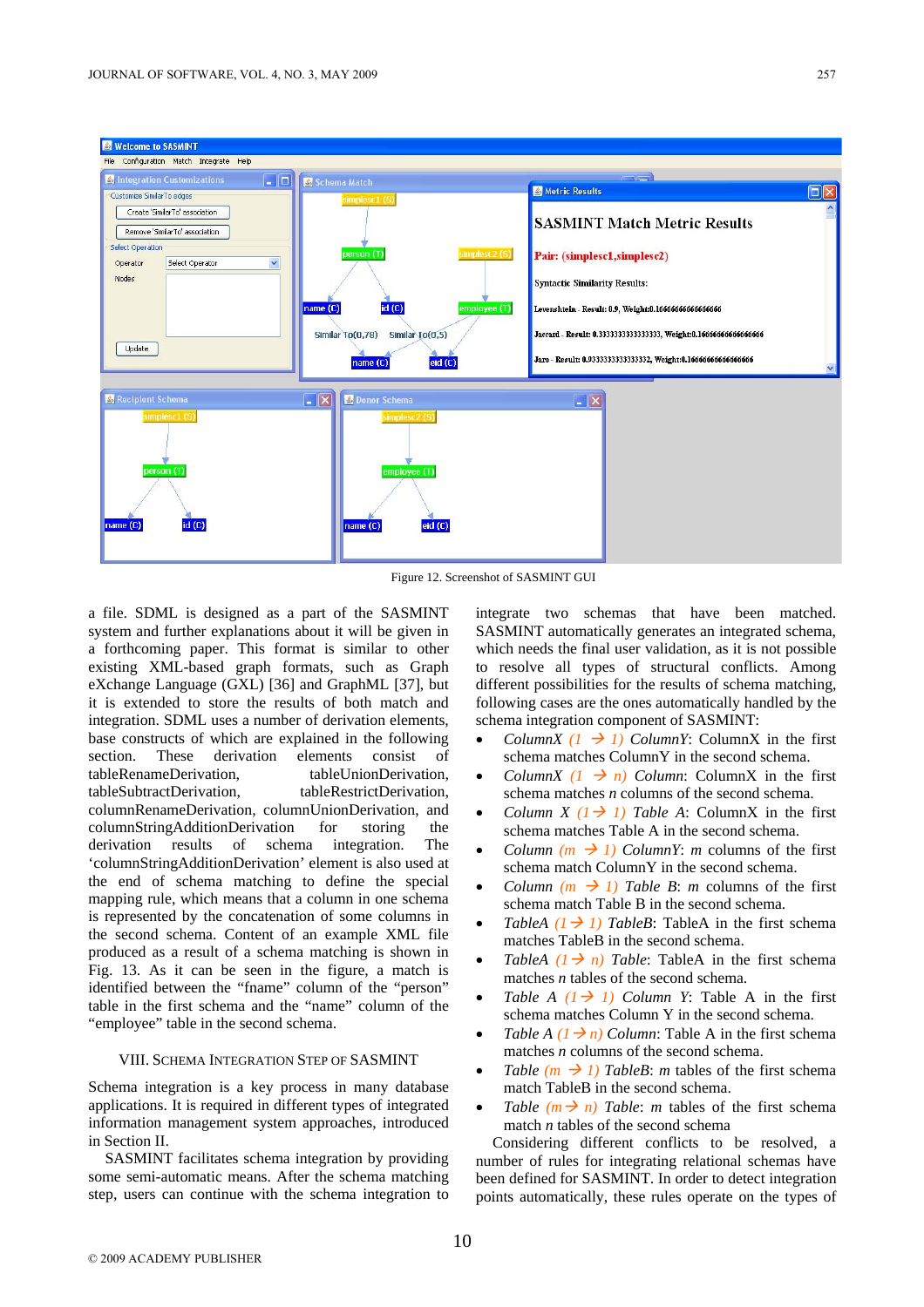Figure 12. Screenshot of SASMINT GUI

a file. SDML is designed as a part of the SASMINT system and further explanations about it will be given in a forthcoming paper. This format is similar to other existing XML-based graph formats, such as Graph eXchange Language (GXL) [36] and GraphML [37], but it is extended to store the results of both match and integration. SDML uses a number of derivation elements, base constructs of which are explained in the following section. These derivation elements consist of tableRenameDerivation, tableUnionDerivation, tableSubtractDerivation, tableRestrictDerivation, columnRenameDerivation, columnUnionDerivation, and columnStringAdditionDerivation for storing the derivation results of schema integration. The 'columnStringAdditionDerivation' element is also used at the end of schema matching to define the special mapping rule, which means that a column in one schema is represented by the concatenation of some columns in the second schema. Content of an example XML file produced as a result of a schema matching is shown in Fig. 13. As it can be seen in the figure, a match is identified between the "fname" column of the "person" table in the first schema and the "name" column of the "employee" table in the second schema.

## VIII. Schema Integration Step of SASMINT

Schema integration is a key process in many database applications. It is required in different types of integrated information management system approaches, introduced in Section II.

SASMINT facilitates schema integration by providing some semi-automatic means. After the schema matching step, users can continue with the schema integration to integrate two schemas that have been matched. SASMINT automatically generates an integrated schema, which needs the final user validation, as it is not possible to resolve all types of structural conflicts. Among different possibilities for the results of schema matching, following cases are the ones automatically handled by the schema integration component of SASMINT:

- *ColumnX (1 → 1) ColumnY*: ColumnX in the first schema matches ColumnY in the second schema.
- *ColumnX (1 → n) Column*: ColumnX in the first schema matches *n* columns of the second schema.
- *Column X (1 → 1) Table A*: ColumnX in the first schema matches Table A in the second schema.
- *Column (m → 1) ColumnY*: *m* columns of the first schema match ColumnY in the second schema.
- *Column (m → 1) Table B*: *m* columns of the first schema match Table B in the second schema.
- *TableA (1 → 1) TableB*: TableA in the first schema matches TableB in the second schema.
- *TableA (1 → n) Table*: TableA in the first schema matches *n* tables of the second schema.
- *Table A (1 → 1) Column Y*: Table A in the first schema matches Column Y in the second schema.
- *Table A (1 → n) Column*: Table A in the first schema matches *n* columns of the second schema.
- *Table (m → 1) TableB*: *m* tables of the first schema match TableB in the second schema.
- *Table (m → n) Table*: *m* tables of the first schema match *n* tables of the second schema

Considering different conflicts to be resolved, a number of rules for integrating relational schemas have been defined for SASMINT. In order to detect integration points automatically, these rules operate on the types of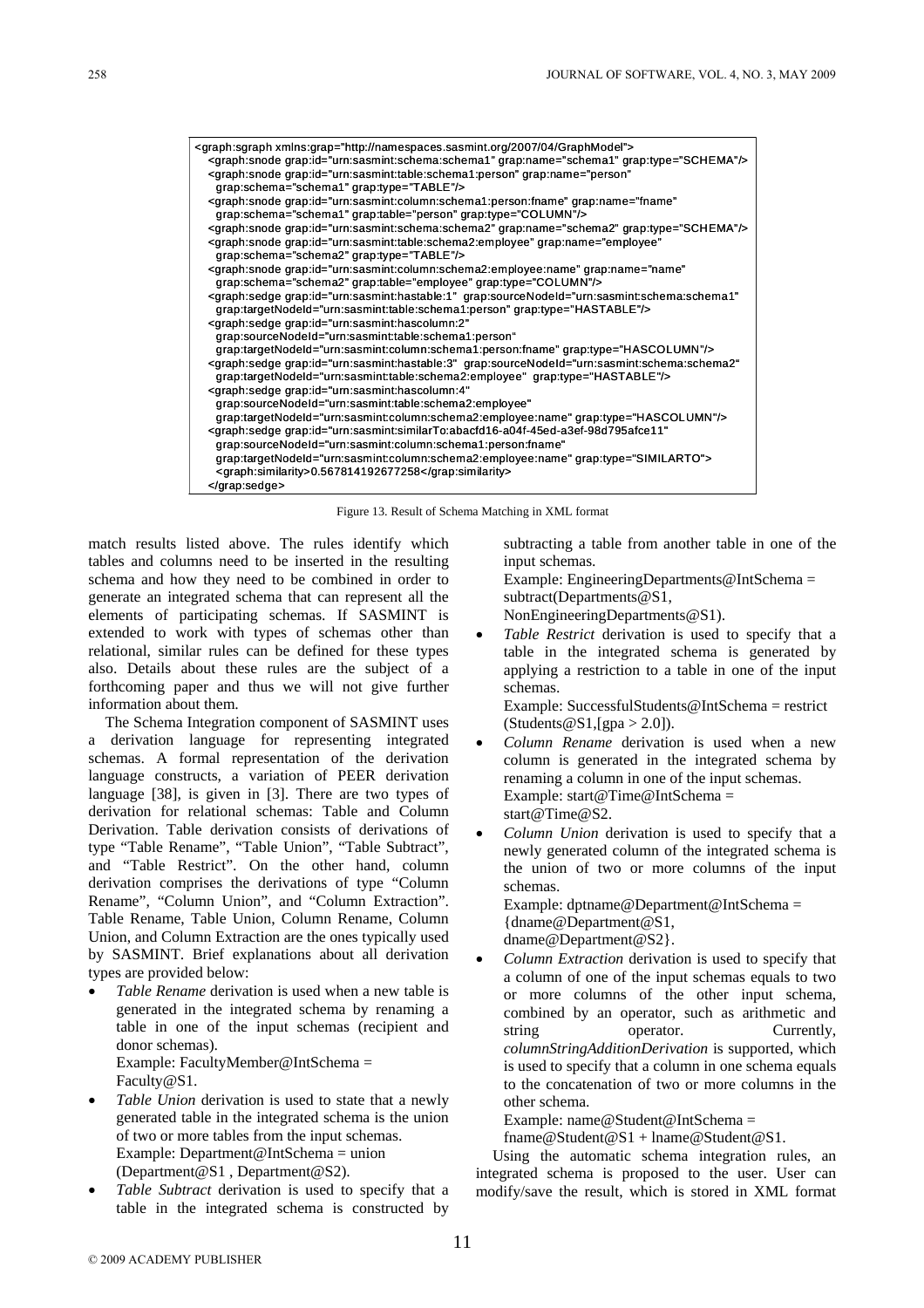```
<graph:sgraph xmlns:grap="http://namespaces.sasmint.org/2007/04/GraphModel">
  <graph:snode grap:id="urn:sasmint:schema:schema1" grap:name="schema1" grap:type="SCHEMA"/>
  <graph:snode grap:id="urn:sasmint:table:schema1:person" grap:name="person"
    grap:schema="schema1" grap:type="TABLE"/>
  <graph:snode grap:id="urn:sasmint:column:schema1:person:fname" grap:name="fname"
    grap:schema="schema1" grap:table="person" grap:type="COLUMN"/>
  <graph:snode grap:id="urn:sasmint:schema:schema2" grap:name="schema2" grap:type="SCHEMA"/>
  <graph:snode grap:id="urn:sasmint:table:schema2:employee" grap:name="employee"
    grap:schema="schema2" grap:type="TABLE"/>
  <graph:snode grap:id="urn:sasmint:column:schema2:employee:name" grap:name="name"
    grap:schema="schema2" grap:table="employee" grap:type="COLUMN"/>
  <graph:sedge grap:id="urn:sasmint:hastable:1" grap:sourceNodeId="urn:sasmint:schema:schema1"
    grap:targetNodeId="urn:sasmint:table:schema1:person" grap:type="HASTABLE"/>
  <graph:sedge grap:id="urn:sasmint:hascolumn:2"
    grap:sourceNodeId="urn:sasmint:table:schema1:person"
    grap:targetNodeId="urn:sasmint:column:schema1:person:fname" grap:type="HASCOLUMN"/>
  <graph:sedge grap:id="urn:sasmint:hastable:3" grap:sourceNodeId="urn:sasmint:schema:schema2"
    grap:targetNodeId="urn:sasmint:table:schema2:employee" grap:type="HASTABLE"/>
  <graph:sedge grap:id="urn:sasmint:hascolumn:4"
    grap:sourceNodeId="urn:sasmint:table:schema2:employee"
    grap:targetNodeId="urn:sasmint:column:schema2:employee:name" grap:type="HASCOLUMN"/>
  <graph:sedge grap:id="urn:sasmint:similarTo:abacfd16-a04f-45ed-a3ef-98d795afce11"
    grap:sourceNodeId="urn:sasmint:column:schema1:person:fname"
    grap:targetNodeId="urn:sasmint:column:schema2:employee:name" grap:type="SIMILARTO">
    <graph:similarity>0.567814192677258</grap:similarity>
  </grap:sedge>
```

Figure 13. Result of Schema Matching in XML format

match results listed above. The rules identify which tables and columns need to be inserted in the resulting schema and how they need to be combined in order to generate an integrated schema that can represent all the elements of participating schemas. If SASMINT is extended to work with types of schemas other than relational, similar rules can be defined for these types also. Details about these rules are the subject of a forthcoming paper and thus we will not give further information about them.

The Schema Integration component of SASMINT uses a derivation language for representing integrated schemas. A formal representation of the derivation language constructs, a variation of PEER derivation language [38], is given in [3]. There are two types of derivation for relational schemas: Table and Column Derivation. Table derivation consists of derivations of type "Table Rename", "Table Union", "Table Subtract", and "Table Restrict". On the other hand, column derivation comprises the derivations of type "Column Rename", "Column Union", and "Column Extraction". Table Rename, Table Union, Column Rename, Column Union, and Column Extraction are the ones typically used by SASMINT. Brief explanations about all derivation types are provided below:

- *Table Rename* derivation is used when a new table is generated in the integrated schema by renaming a table in one of the input schemas (recipient and donor schemas).
  Example: FacultyMember@IntSchema = Faculty@S1.
- *Table Union* derivation is used to state that a newly generated table in the integrated schema is the union of two or more tables from the input schemas.
  Example: Department@IntSchema = union (Department@S1 , Department@S2).
- *Table Subtract* derivation is used to specify that a table in the integrated schema is constructed by subtracting a table from another table in one of the input schemas.
  Example: EngineeringDepartments@IntSchema = subtract(Departments@S1, NonEngineeringDepartments@S1).
- *Table Restrict* derivation is used to specify that a table in the integrated schema is generated by applying a restriction to a table in one of the input schemas.
  Example: SuccessfulStudents@IntSchema = restrict (Students@S1,[gpa > 2.0]).
- *Column Rename* derivation is used when a new column is generated in the integrated schema by renaming a column in one of the input schemas.
  Example: start@Time@IntSchema = start@Time@S2.
- *Column Union* derivation is used to specify that a newly generated column of the integrated schema is the union of two or more columns of the input schemas.
  Example: dptname@Department@IntSchema = {dname@Department@S1, dname@Department@S2}.
- *Column Extraction* derivation is used to specify that a column of one of the input schemas equals to two or more columns of the other input schema, combined by an operator, such as arithmetic and string operator. Currently, *columnStringAdditionDerivation* is supported, which is used to specify that a column in one schema equals to the concatenation of two or more columns in the other schema.
  Example: name@Student@IntSchema = fname@Student@S1 + lname@Student@S1.

Using the automatic schema integration rules, an integrated schema is proposed to the user. User can modify/save the result, which is stored in XML format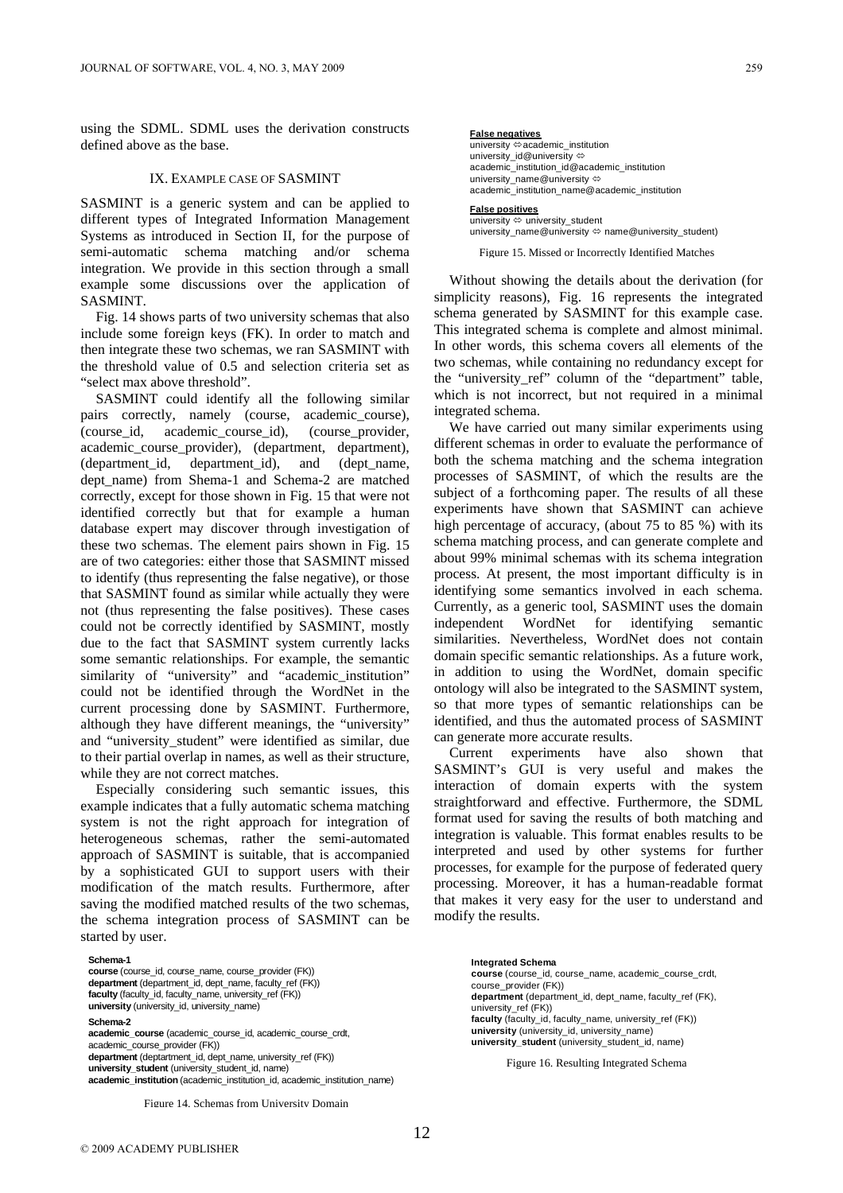using the SDML. SDML uses the derivation constructs defined above as the base.

## IX. Example Case of SASMINT

SASMINT is a generic system and can be applied to different types of Integrated Information Management Systems as introduced in Section II, for the purpose of semi-automatic schema matching and/or schema integration. We provide in this section through a small example some discussions over the application of SASMINT.

Fig. 14 shows parts of two university schemas that also include some foreign keys (FK). In order to match and then integrate these two schemas, we ran SASMINT with the threshold value of 0.5 and selection criteria set as "select max above threshold".

SASMINT could identify all the following similar pairs correctly, namely (course, academic_course), (course_id, academic_course_id), (course_provider, academic_course_provider), (department, department), (department_id, department_id), and (dept_name, dept_name) from Shema-1 and Schema-2 are matched correctly, except for those shown in Fig. 15 that were not identified correctly but that for example a human database expert may discover through investigation of these two schemas. The element pairs shown in Fig. 15 are of two categories: either those that SASMINT missed to identify (thus representing the false negative), or those that SASMINT found as similar while actually they were not (thus representing the false positives). These cases could not be correctly identified by SASMINT, mostly due to the fact that SASMINT system currently lacks some semantic relationships. For example, the semantic similarity of "university" and "academic_institution" could not be identified through the WordNet in the current processing done by SASMINT. Furthermore, although they have different meanings, the "university" and "university_student" were identified as similar, due to their partial overlap in names, as well as their structure, while they are not correct matches.

Especially considering such semantic issues, this example indicates that a fully automatic schema matching system is not the right approach for integration of heterogeneous schemas, rather the semi-automated approach of SASMINT is suitable, that is accompanied by a sophisticated GUI to support users with their modification of the match results. Furthermore, after saving the modified matched results of the two schemas, the schema integration process of SASMINT can be started by user.

**Schema-1**
**course** (course_id, course_name, course_provider (FK))
**department** (department_id, dept_name, faculty_ref (FK))
**faculty** (faculty_id, faculty_name, university_ref (FK))
**university** (university_id, university_name)

**Schema-2**
**academic_course** (academic_course_id, academic_course_crdt, academic_course_provider (FK))
**department** (deptartment_id, dept_name, university_ref (FK))
**university_student** (university_student_id, name)
**academic_institution** (academic_institution_id, academic_institution_name)

Figure 14. Schemas from University Domain

**False negatives**
university ⇔ academic_institution
university_id@university ⇔ academic_institution_id@academic_institution
university_name@university ⇔ academic_institution_name@academic_institution

**False positives**
university ⇔ university_student
university_name@university ⇔ name@university_student)

Figure 15. Missed or Incorrectly Identified Matches

Without showing the details about the derivation (for simplicity reasons), Fig. 16 represents the integrated schema generated by SASMINT for this example case. This integrated schema is complete and almost minimal. In other words, this schema covers all elements of the two schemas, while containing no redundancy except for the "university_ref" column of the "department" table, which is not incorrect, but not required in a minimal integrated schema.

We have carried out many similar experiments using different schemas in order to evaluate the performance of both the schema matching and the schema integration processes of SASMINT, of which the results are the subject of a forthcoming paper. The results of all these experiments have shown that SASMINT can achieve high percentage of accuracy, (about 75 to 85 %) with its schema matching process, and can generate complete and about 99% minimal schemas with its schema integration process. At present, the most important difficulty is in identifying some semantics involved in each schema. Currently, as a generic tool, SASMINT uses the domain independent WordNet for identifying semantic similarities. Nevertheless, WordNet does not contain domain specific semantic relationships. As a future work, in addition to using the WordNet, domain specific ontology will also be integrated to the SASMINT system, so that more types of semantic relationships can be identified, and thus the automated process of SASMINT can generate more accurate results.

Current experiments have also shown that SASMINT's GUI is very useful and makes the interaction of domain experts with the system straightforward and effective. Furthermore, the SDML format used for saving the results of both matching and integration is valuable. This format enables results to be interpreted and used by other systems for further processes, for example for the purpose of federated query processing. Moreover, it has a human-readable format that makes it very easy for the user to understand and modify the results.

**Integrated Schema**
**course** (course_id, course_name, academic_course_crdt, course_provider (FK))
**department** (department_id, dept_name, faculty_ref (FK), university_ref (FK))
**faculty** (faculty_id, faculty_name, university_ref (FK))
**university** (university_id, university_name)
**university_student** (university_student_id, name)

Figure 16. Resulting Integrated Schema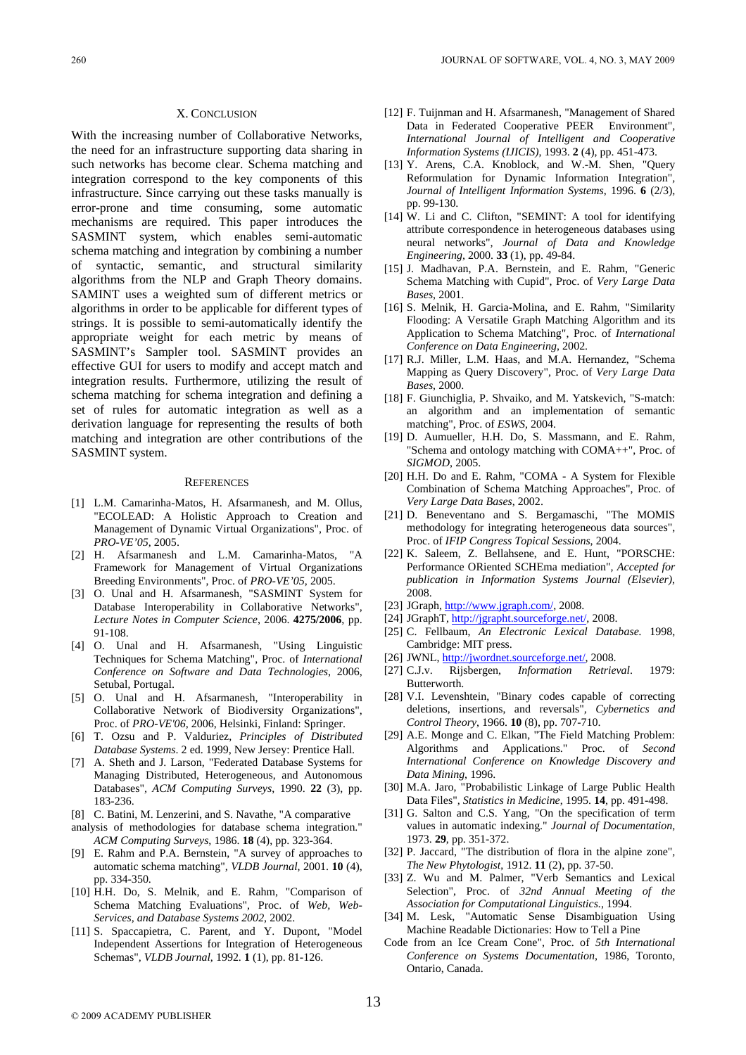## X. CONCLUSION

With the increasing number of Collaborative Networks, the need for an infrastructure supporting data sharing in such networks has become clear. Schema matching and integration correspond to the key components of this infrastructure. Since carrying out these tasks manually is error-prone and time consuming, some automatic mechanisms are required. This paper introduces the SASMINT system, which enables semi-automatic schema matching and integration by combining a number of syntactic, semantic, and structural similarity algorithms from the NLP and Graph Theory domains. SAMINT uses a weighted sum of different metrics or algorithms in order to be applicable for different types of strings. It is possible to semi-automatically identify the appropriate weight for each metric by means of SASMINT's Sampler tool. SASMINT provides an effective GUI for users to modify and accept match and integration results. Furthermore, utilizing the result of schema matching for schema integration and defining a set of rules for automatic integration as well as a derivation language for representing the results of both matching and integration are other contributions of the SASMINT system.

## REFERENCES

[1] L.M. Camarinha-Matos, H. Afsarmanesh, and M. Ollus, "ECOLEAD: A Holistic Approach to Creation and Management of Dynamic Virtual Organizations", Proc. of *PRO-VE'05*, 2005.

[2] H. Afsarmanesh and L.M. Camarinha-Matos, "A Framework for Management of Virtual Organizations Breeding Environments", Proc. of *PRO-VE'05*, 2005.

[3] O. Unal and H. Afsarmanesh, "SASMINT System for Database Interoperability in Collaborative Networks", *Lecture Notes in Computer Science*, 2006. **4275/2006**, pp. 91-108.

[4] O. Unal and H. Afsarmanesh, "Using Linguistic Techniques for Schema Matching", Proc. of *International Conference on Software and Data Technologies*, 2006, Setubal, Portugal.

[5] O. Unal and H. Afsarmanesh, "Interoperability in Collaborative Network of Biodiversity Organizations", Proc. of *PRO-VE'06*, 2006, Helsinki, Finland: Springer.

[6] T. Ozsu and P. Valduriez, *Principles of Distributed Database Systems*. 2 ed. 1999, New Jersey: Prentice Hall.

[7] A. Sheth and J. Larson, "Federated Database Systems for Managing Distributed, Heterogeneous, and Autonomous Databases", *ACM Computing Surveys*, 1990. **22** (3), pp. 183-236.

[8] C. Batini, M. Lenzerini, and S. Navathe, "A comparative analysis of methodologies for database schema integration." *ACM Computing Surveys*, 1986. **18** (4), pp. 323-364.

[9] E. Rahm and P.A. Bernstein, "A survey of approaches to automatic schema matching", *VLDB Journal*, 2001. **10** (4), pp. 334-350.

[10] H.H. Do, S. Melnik, and E. Rahm, "Comparison of Schema Matching Evaluations", Proc. of *Web, Web-Services, and Database Systems 2002*, 2002.

[11] S. Spaccapietra, C. Parent, and Y. Dupont, "Model Independent Assertions for Integration of Heterogeneous Schemas", *VLDB Journal*, 1992. **1** (1), pp. 81-126.

[12] F. Tuijnman and H. Afsarmanesh, "Management of Shared Data in Federated Cooperative PEER Environment", *International Journal of Intelligent and Cooperative Information Systems (IJICIS)*, 1993. **2** (4), pp. 451-473.

[13] Y. Arens, C.A. Knoblock, and W.-M. Shen, "Query Reformulation for Dynamic Information Integration", *Journal of Intelligent Information Systems*, 1996. **6** (2/3), pp. 99-130.

[14] W. Li and C. Clifton, "SEMINT: A tool for identifying attribute correspondence in heterogeneous databases using neural networks", *Journal of Data and Knowledge Engineering*, 2000. **33** (1), pp. 49-84.

[15] J. Madhavan, P.A. Bernstein, and E. Rahm, "Generic Schema Matching with Cupid", Proc. of *Very Large Data Bases*, 2001.

[16] S. Melnik, H. Garcia-Molina, and E. Rahm, "Similarity Flooding: A Versatile Graph Matching Algorithm and its Application to Schema Matching", Proc. of *International Conference on Data Engineering*, 2002.

[17] R.J. Miller, L.M. Haas, and M.A. Hernandez, "Schema Mapping as Query Discovery", Proc. of *Very Large Data Bases*, 2000.

[18] F. Giunchiglia, P. Shvaiko, and M. Yatskevich, "S-match: an algorithm and an implementation of semantic matching", Proc. of *ESWS*, 2004.

[19] D. Aumueller, H.H. Do, S. Massmann, and E. Rahm, "Schema and ontology matching with COMA++", Proc. of *SIGMOD*, 2005.

[20] H.H. Do and E. Rahm, "COMA - A System for Flexible Combination of Schema Matching Approaches", Proc. of *Very Large Data Bases*, 2002.

[21] D. Beneventano and S. Bergamaschi, "The MOMIS methodology for integrating heterogeneous data sources", Proc. of *IFIP Congress Topical Sessions*, 2004.

[22] K. Saleem, Z. Bellahsene, and E. Hunt, "PORSCHE: Performance ORiented SCHEma mediation", *Accepted for publication in Information Systems Journal (Elsevier)*, 2008.

[23] JGraph, http://www.jgraph.com/, 2008.

[24] JGraphT, http://jgrapht.sourceforge.net/, 2008.

[25] C. Fellbaum, *An Electronic Lexical Database.* 1998, Cambridge: MIT press.

[26] JWNL, http://jwordnet.sourceforge.net/, 2008.

[27] C.J.v. Rijsbergen, *Information Retrieval*. 1979: Butterworth.

[28] V.I. Levenshtein, "Binary codes capable of correcting deletions, insertions, and reversals", *Cybernetics and Control Theory*, 1966. **10** (8), pp. 707-710.

[29] A.E. Monge and C. Elkan, "The Field Matching Problem: Algorithms and Applications." Proc. of *Second International Conference on Knowledge Discovery and Data Mining*, 1996.

[30] M.A. Jaro, "Probabilistic Linkage of Large Public Health Data Files", *Statistics in Medicine*, 1995. **14**, pp. 491-498.

[31] G. Salton and C.S. Yang, "On the specification of term values in automatic indexing." *Journal of Documentation*, 1973. **29**, pp. 351-372.

[32] P. Jaccard, "The distribution of flora in the alpine zone", *The New Phytologist*, 1912. **11** (2), pp. 37-50.

[33] Z. Wu and M. Palmer, "Verb Semantics and Lexical Selection", Proc. of *32nd Annual Meeting of the Association for Computational Linguistics.*, 1994.

[34] M. Lesk, "Automatic Sense Disambiguation Using Machine Readable Dictionaries: How to Tell a Pine Code from an Ice Cream Cone", Proc. of *5th International Conference on Systems Documentation*, 1986, Toronto, Ontario, Canada.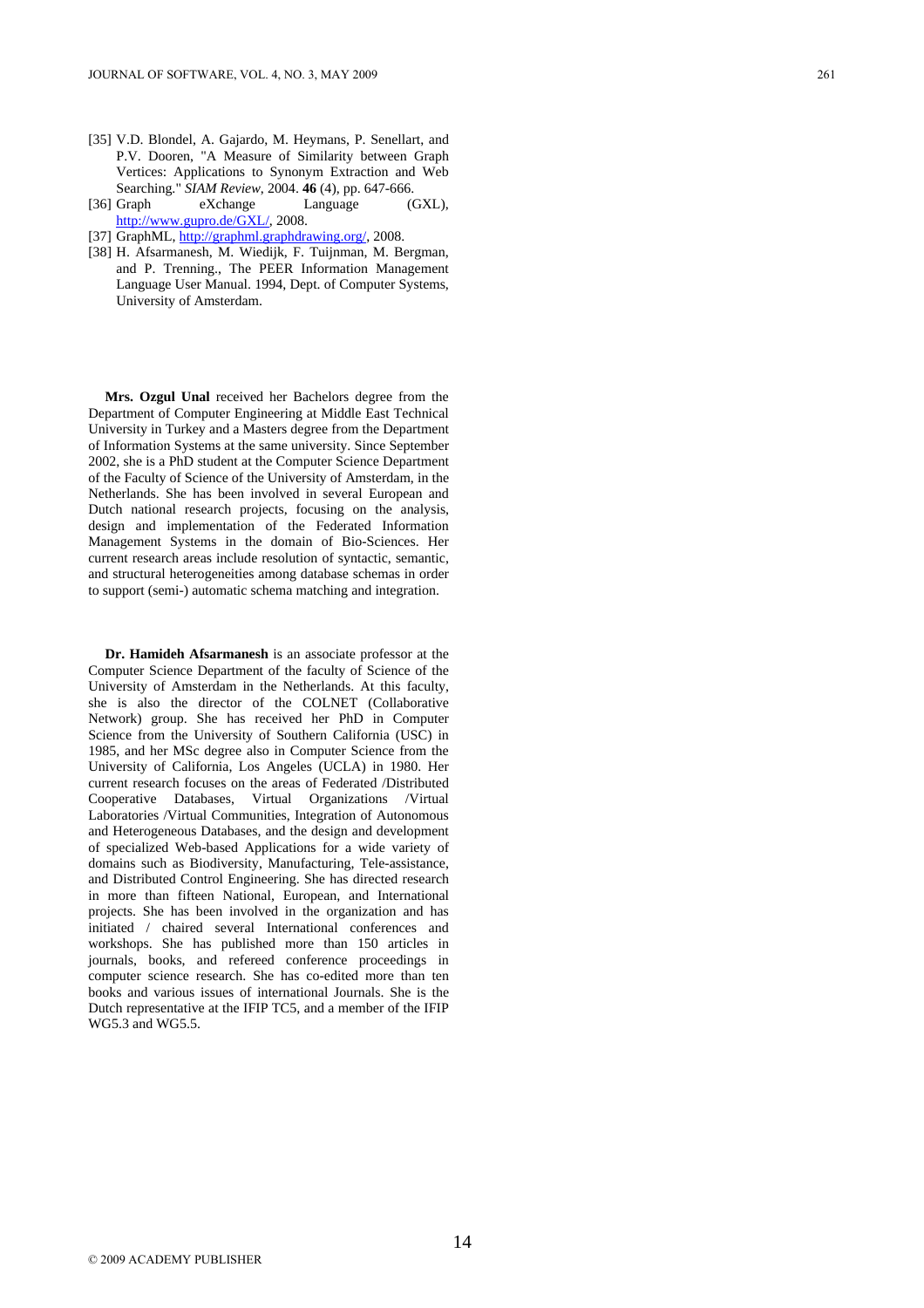[35] V.D. Blondel, A. Gajardo, M. Heymans, P. Senellart, and P.V. Dooren, "A Measure of Similarity between Graph Vertices: Applications to Synonym Extraction and Web Searching." *SIAM Review*, 2004. **46** (4), pp. 647-666.

[36] Graph eXchange Language (GXL), http://www.gupro.de/GXL/, 2008.

[37] GraphML, http://graphml.graphdrawing.org/, 2008.

[38] H. Afsarmanesh, M. Wiedijk, F. Tuijnman, M. Bergman, and P. Trenning., The PEER Information Management Language User Manual. 1994, Dept. of Computer Systems, University of Amsterdam.

**Mrs. Ozgul Unal** received her Bachelors degree from the Department of Computer Engineering at Middle East Technical University in Turkey and a Masters degree from the Department of Information Systems at the same university. Since September 2002, she is a PhD student at the Computer Science Department of the Faculty of Science of the University of Amsterdam, in the Netherlands. She has been involved in several European and Dutch national research projects, focusing on the analysis, design and implementation of the Federated Information Management Systems in the domain of Bio-Sciences. Her current research areas include resolution of syntactic, semantic, and structural heterogeneities among database schemas in order to support (semi-) automatic schema matching and integration.

**Dr. Hamideh Afsarmanesh** is an associate professor at the Computer Science Department of the faculty of Science of the University of Amsterdam in the Netherlands. At this faculty, she is also the director of the COLNET (Collaborative Network) group. She has received her PhD in Computer Science from the University of Southern California (USC) in 1985, and her MSc degree also in Computer Science from the University of California, Los Angeles (UCLA) in 1980. Her current research focuses on the areas of Federated /Distributed Cooperative Databases, Virtual Organizations /Virtual Laboratories /Virtual Communities, Integration of Autonomous and Heterogeneous Databases, and the design and development of specialized Web-based Applications for a wide variety of domains such as Biodiversity, Manufacturing, Tele-assistance, and Distributed Control Engineering. She has directed research in more than fifteen National, European, and International projects. She has been involved in the organization and has initiated / chaired several International conferences and workshops. She has published more than 150 articles in journals, books, and refereed conference proceedings in computer science research. She has co-edited more than ten books and various issues of international Journals. She is the Dutch representative at the IFIP TC5, and a member of the IFIP WG5.3 and WG5.5.